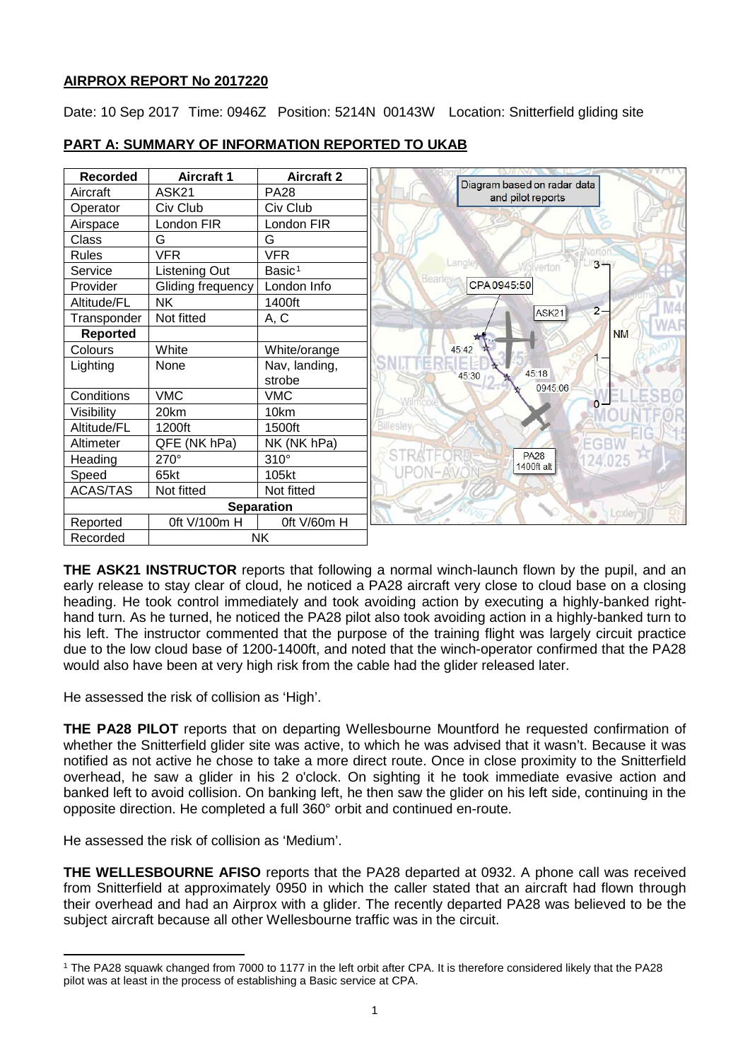## AIRPROX REPORT No 2017220

Date: 10 Sep 2017 Time: 0946Z Position: 5214N 00143W Location: Snitterfield gliding site

## PART A: SUMMARY OF INFORMATION REPORTED TO UKAB

| Recorded | Aircraft 1 | Aircraft 2 |
|---|---|---|
| Aircraft | ASK21 | PA28 |
| Operator | Civ Club | Civ Club |
| Airspace | London FIR | London FIR |
| Class | G | G |
| Rules | VFR | VFR |
| Service | Listening Out | Basic[1] |
| Provider | Gliding frequency | London Info |
| Altitude/FL | NK | 1400ft |
| Transponder | Not fitted | A, C |
| **Reported** | | |
| Colours | White | White/orange |
| Lighting | None | Nav, landing, strobe |
| Conditions | VMC | VMC |
| Visibility | 20km | 10km |
| Altitude/FL | 1200ft | 1500ft |
| Altimeter | QFE (NK hPa) | NK (NK hPa) |
| Heading | 270° | 310° |
| Speed | 65kt | 105kt |
| ACAS/TAS | Not fitted | Not fitted |
| **Separation** | | |
| Reported | 0ft V/100m H | 0ft V/60m H |
| Recorded | NK | |

Diagram based on radar data and pilot reports

**THE ASK21 INSTRUCTOR** reports that following a normal winch-launch flown by the pupil, and an early release to stay clear of cloud, he noticed a PA28 aircraft very close to cloud base on a closing heading. He took control immediately and took avoiding action by executing a highly-banked right-hand turn. As he turned, he noticed the PA28 pilot also took avoiding action in a highly-banked turn to his left. The instructor commented that the purpose of the training flight was largely circuit practice due to the low cloud base of 1200-1400ft, and noted that the winch-operator confirmed that the PA28 would also have been at very high risk from the cable had the glider released later.

He assessed the risk of collision as 'High'.

**THE PA28 PILOT** reports that on departing Wellesbourne Mountford he requested confirmation of whether the Snitterfield glider site was active, to which he was advised that it wasn't. Because it was notified as not active he chose to take a more direct route. Once in close proximity to the Snitterfield overhead, he saw a glider in his 2 o'clock. On sighting it he took immediate evasive action and banked left to avoid collision. On banking left, he then saw the glider on his left side, continuing in the opposite direction. He completed a full 360° orbit and continued en-route.

He assessed the risk of collision as 'Medium'.

**THE WELLESBOURNE AFISO** reports that the PA28 departed at 0932. A phone call was received from Snitterfield at approximately 0950 in which the caller stated that an aircraft had flown through their overhead and had an Airprox with a glider. The recently departed PA28 was believed to be the subject aircraft because all other Wellesbourne traffic was in the circuit.

[1] The PA28 squawk changed from 7000 to 1177 in the left orbit after CPA. It is therefore considered likely that the PA28 pilot was at least in the process of establishing a Basic service at CPA.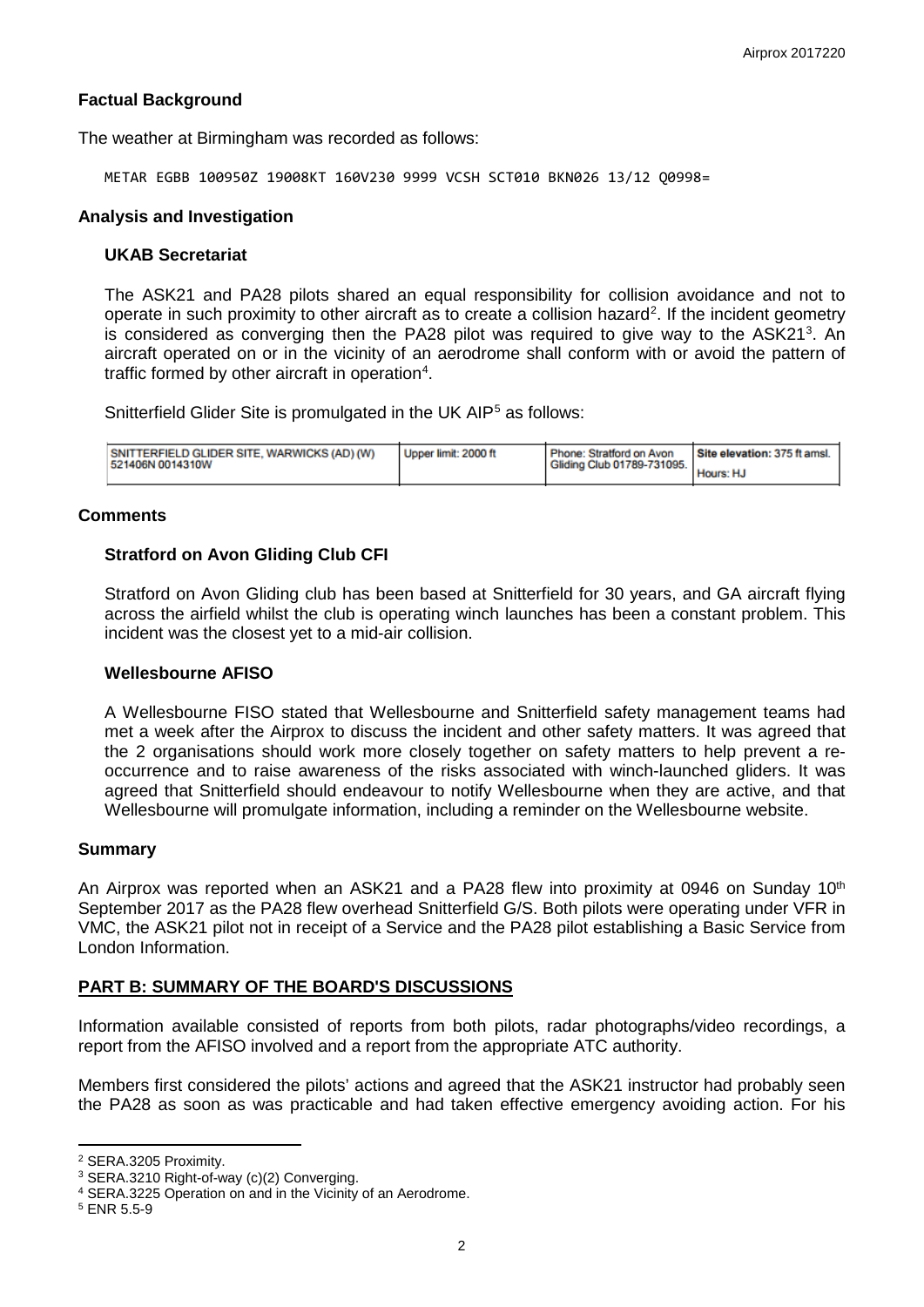## Factual Background

The weather at Birmingham was recorded as follows:

```
METAR EGBB 100950Z 19008KT 160V230 9999 VCSH SCT010 BKN026 13/12 Q0998=
```

## Analysis and Investigation

### UKAB Secretariat

The ASK21 and PA28 pilots shared an equal responsibility for collision avoidance and not to operate in such proximity to other aircraft as to create a collision hazard[2]. If the incident geometry is considered as converging then the PA28 pilot was required to give way to the ASK21[3]. An aircraft operated on or in the vicinity of an aerodrome shall conform with or avoid the pattern of traffic formed by other aircraft in operation[4].

Snitterfield Glider Site is promulgated in the UK AIP[5] as follows:

| SNITTERFIELD GLIDER SITE, WARWICKS (AD) (W) 521406N 0014310W | Upper limit: 2000 ft | Phone: Stratford on Avon Gliding Club 01789-731095. | Site elevation: 375 ft amsl. Hours: HJ |
|---|---|---|---|

## Comments

### Stratford on Avon Gliding Club CFI

Stratford on Avon Gliding club has been based at Snitterfield for 30 years, and GA aircraft flying across the airfield whilst the club is operating winch launches has been a constant problem. This incident was the closest yet to a mid-air collision.

### Wellesbourne AFISO

A Wellesbourne FISO stated that Wellesbourne and Snitterfield safety management teams had met a week after the Airprox to discuss the incident and other safety matters. It was agreed that the 2 organisations should work more closely together on safety matters to help prevent a re-occurrence and to raise awareness of the risks associated with winch-launched gliders. It was agreed that Snitterfield should endeavour to notify Wellesbourne when they are active, and that Wellesbourne will promulgate information, including a reminder on the Wellesbourne website.

## Summary

An Airprox was reported when an ASK21 and a PA28 flew into proximity at 0946 on Sunday 10th September 2017 as the PA28 flew overhead Snitterfield G/S. Both pilots were operating under VFR in VMC, the ASK21 pilot not in receipt of a Service and the PA28 pilot establishing a Basic Service from London Information.

## PART B: SUMMARY OF THE BOARD'S DISCUSSIONS

Information available consisted of reports from both pilots, radar photographs/video recordings, a report from the AFISO involved and a report from the appropriate ATC authority.

Members first considered the pilots' actions and agreed that the ASK21 instructor had probably seen the PA28 as soon as was practicable and had taken effective emergency avoiding action. For his

---

[2] SERA.3205 Proximity.

[3] SERA.3210 Right-of-way (c)(2) Converging.

[4] SERA.3225 Operation on and in the Vicinity of an Aerodrome.

[5] ENR 5.5-9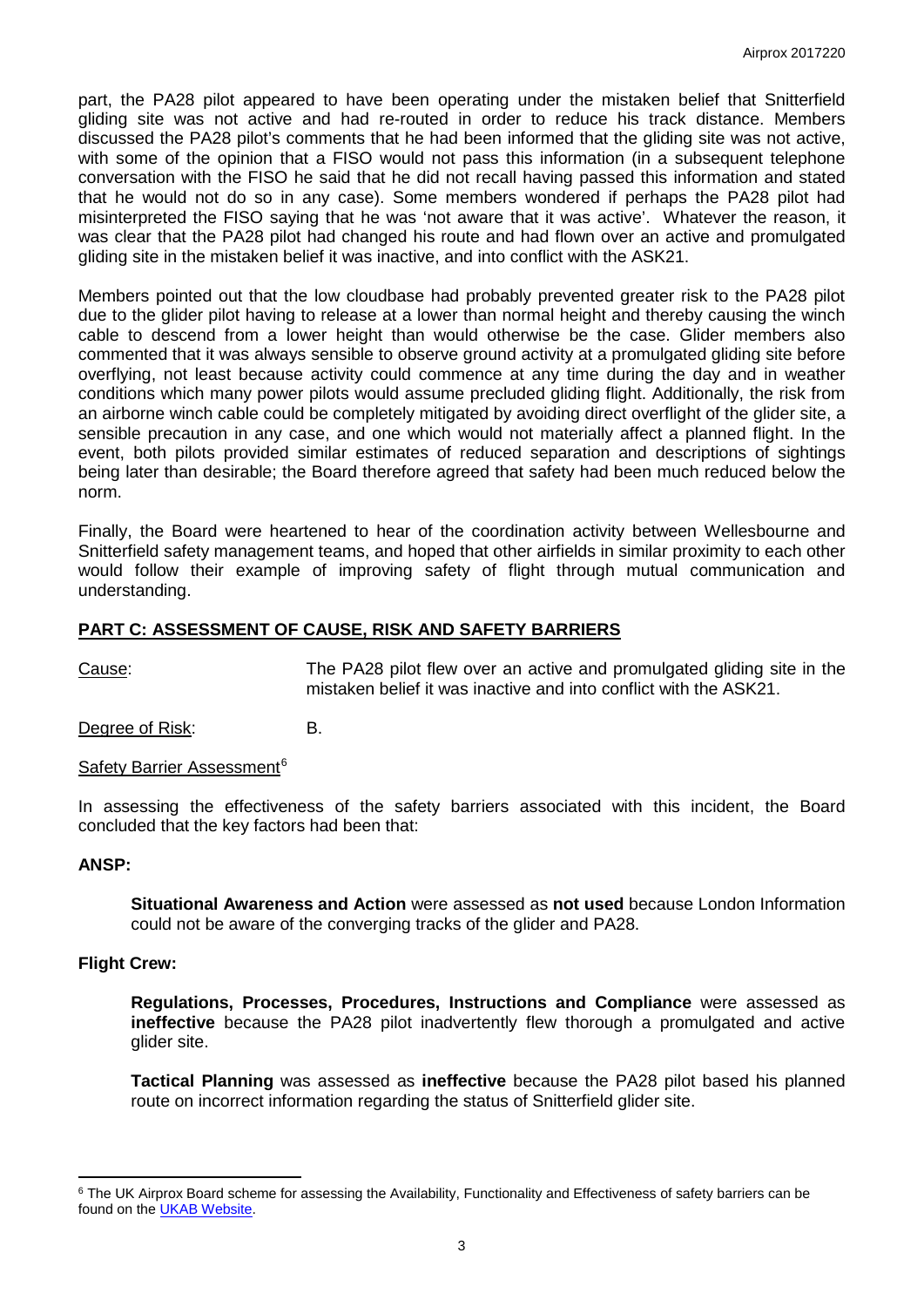part, the PA28 pilot appeared to have been operating under the mistaken belief that Snitterfield gliding site was not active and had re-routed in order to reduce his track distance. Members discussed the PA28 pilot's comments that he had been informed that the gliding site was not active, with some of the opinion that a FISO would not pass this information (in a subsequent telephone conversation with the FISO he said that he did not recall having passed this information and stated that he would not do so in any case). Some members wondered if perhaps the PA28 pilot had misinterpreted the FISO saying that he was 'not aware that it was active'. Whatever the reason, it was clear that the PA28 pilot had changed his route and had flown over an active and promulgated gliding site in the mistaken belief it was inactive, and into conflict with the ASK21.

Members pointed out that the low cloudbase had probably prevented greater risk to the PA28 pilot due to the glider pilot having to release at a lower than normal height and thereby causing the winch cable to descend from a lower height than would otherwise be the case. Glider members also commented that it was always sensible to observe ground activity at a promulgated gliding site before overflying, not least because activity could commence at any time during the day and in weather conditions which many power pilots would assume precluded gliding flight. Additionally, the risk from an airborne winch cable could be completely mitigated by avoiding direct overflight of the glider site, a sensible precaution in any case, and one which would not materially affect a planned flight. In the event, both pilots provided similar estimates of reduced separation and descriptions of sightings being later than desirable; the Board therefore agreed that safety had been much reduced below the norm.

Finally, the Board were heartened to hear of the coordination activity between Wellesbourne and Snitterfield safety management teams, and hoped that other airfields in similar proximity to each other would follow their example of improving safety of flight through mutual communication and understanding.

## PART C: ASSESSMENT OF CAUSE, RISK AND SAFETY BARRIERS

Cause: The PA28 pilot flew over an active and promulgated gliding site in the mistaken belief it was inactive and into conflict with the ASK21.

Degree of Risk: B.

Safety Barrier Assessment[6]

In assessing the effectiveness of the safety barriers associated with this incident, the Board concluded that the key factors had been that:

### ANSP:

**Situational Awareness and Action** were assessed as **not used** because London Information could not be aware of the converging tracks of the glider and PA28.

### Flight Crew:

**Regulations, Processes, Procedures, Instructions and Compliance** were assessed as **ineffective** because the PA28 pilot inadvertently flew thorough a promulgated and active glider site.

**Tactical Planning** was assessed as **ineffective** because the PA28 pilot based his planned route on incorrect information regarding the status of Snitterfield glider site.

---

[6] The UK Airprox Board scheme for assessing the Availability, Functionality and Effectiveness of safety barriers can be found on the UKAB Website.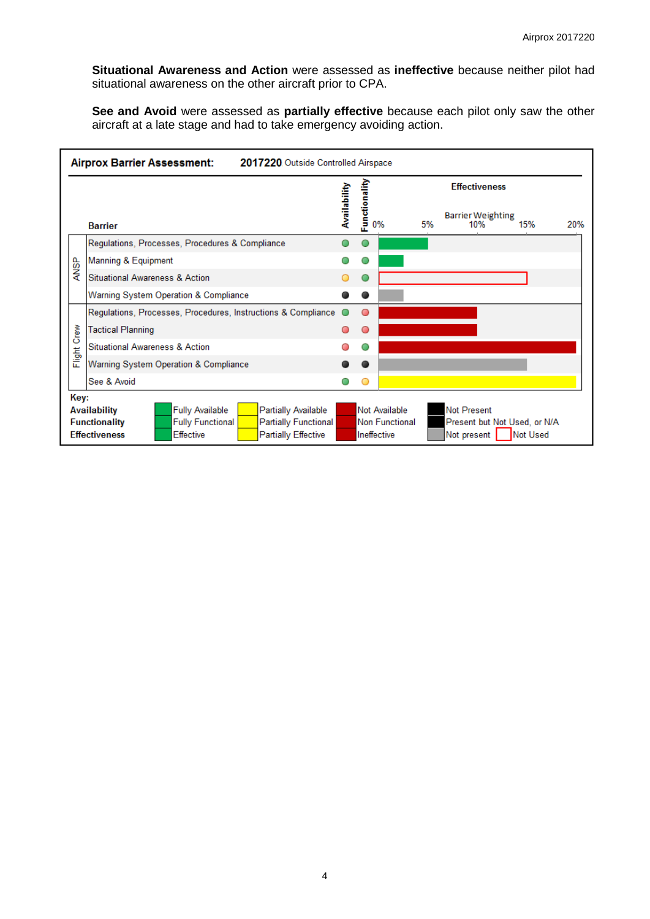**Situational Awareness and Action** were assessed as **ineffective** because neither pilot had situational awareness on the other aircraft prior to CPA.

**See and Avoid** were assessed as **partially effective** because each pilot only saw the other aircraft at a late stage and had to take emergency avoiding action.

**Airprox Barrier Assessment:** **2017220** Outside Controlled Airspace

Barrier

Availability

Functionality

Effectiveness

Barrier Weighting

0% 5% 10% 15% 20%

ANSP

Regulations, Processes, Procedures & Compliance

Manning & Equipment

Situational Awareness & Action

Warning System Operation & Compliance

Flight Crew

Regulations, Processes, Procedures, Instructions & Compliance

Tactical Planning

Situational Awareness & Action

Warning System Operation & Compliance

See & Avoid

**Key:**

**Availability** Fully Available Partially Available Not Available Not Present

**Functionality** Fully Functional Partially Functional Non Functional Present but Not Used, or N/A

**Effectiveness** Effective Partially Effective Ineffective Not present Not Used